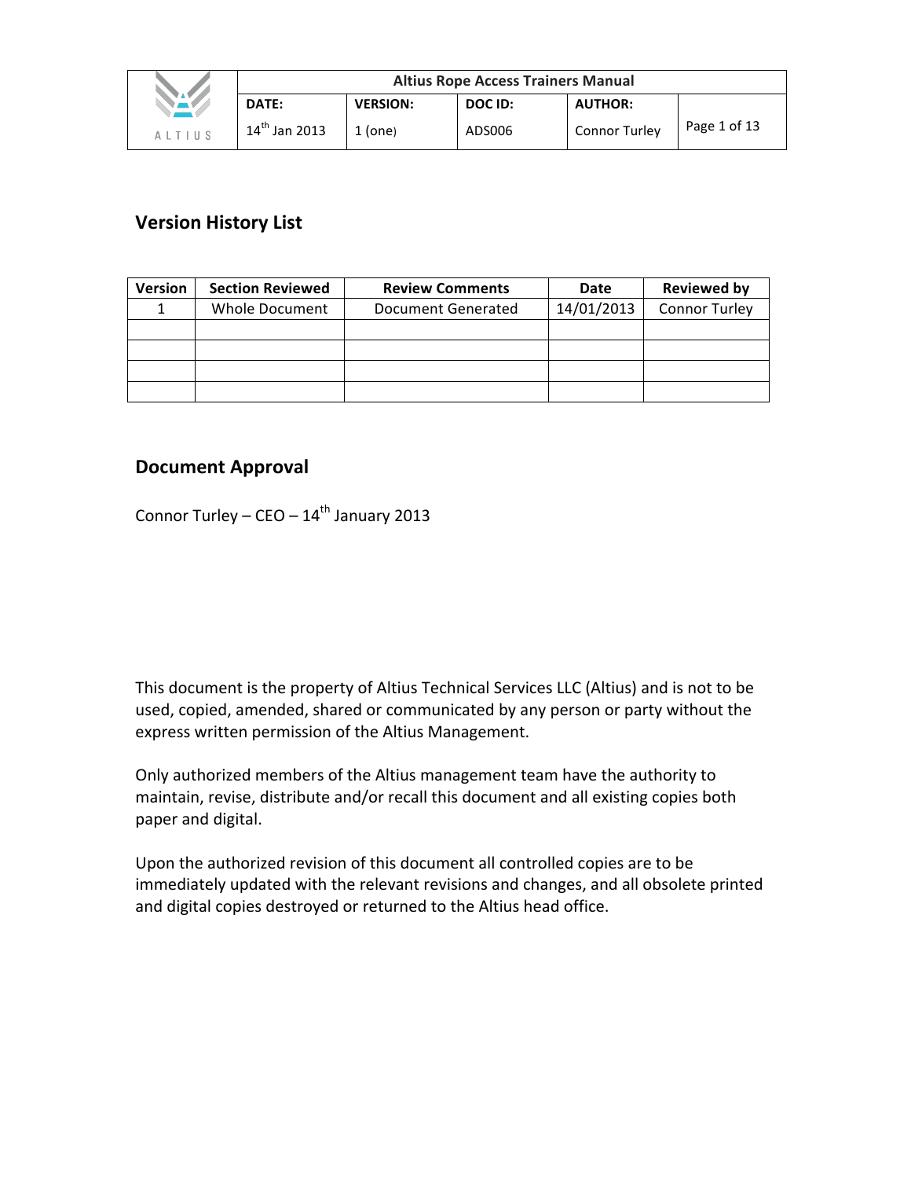## Version History List

| Version | Section Reviewed | Review Comments | Date | Reviewed by |
|---|---|---|---|---|
| 1 | Whole Document | Document Generated | 14/01/2013 | Connor Turley |
| | | | | |
| | | | | |
| | | | | |
| | | | | |

## Document Approval

Connor Turley – CEO – 14th January 2013

This document is the property of Altius Technical Services LLC (Altius) and is not to be used, copied, amended, shared or communicated by any person or party without the express written permission of the Altius Management.

Only authorized members of the Altius management team have the authority to maintain, revise, distribute and/or recall this document and all existing copies both paper and digital.

Upon the authorized revision of this document all controlled copies are to be immediately updated with the relevant revisions and changes, and all obsolete printed and digital copies destroyed or returned to the Altius head office.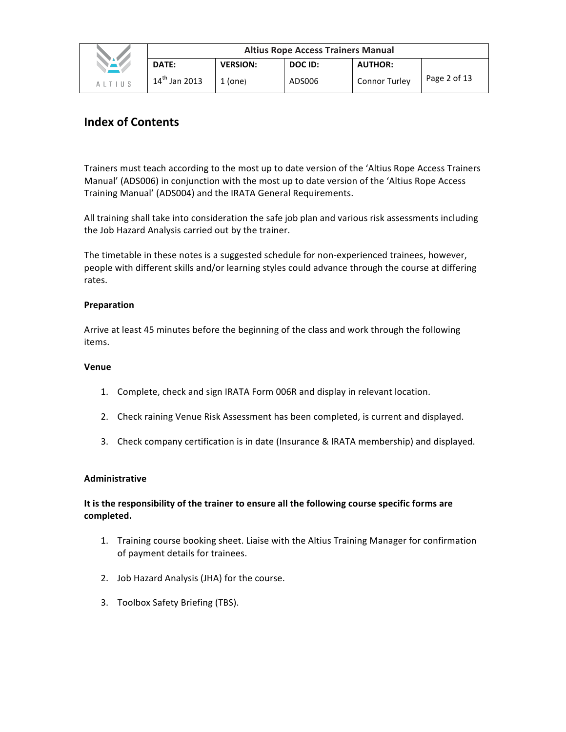## Index of Contents

Trainers must teach according to the most up to date version of the 'Altius Rope Access Trainers Manual' (ADS006) in conjunction with the most up to date version of the 'Altius Rope Access Training Manual' (ADS004) and the IRATA General Requirements.

All training shall take into consideration the safe job plan and various risk assessments including the Job Hazard Analysis carried out by the trainer.

The timetable in these notes is a suggested schedule for non-experienced trainees, however, people with different skills and/or learning styles could advance through the course at differing rates.

**Preparation**

Arrive at least 45 minutes before the beginning of the class and work through the following items.

**Venue**

1. Complete, check and sign IRATA Form 006R and display in relevant location.
2. Check raining Venue Risk Assessment has been completed, is current and displayed.
3. Check company certification is in date (Insurance & IRATA membership) and displayed.

**Administrative**

**It is the responsibility of the trainer to ensure all the following course specific forms are completed.**

1. Training course booking sheet. Liaise with the Altius Training Manager for confirmation of payment details for trainees.
2. Job Hazard Analysis (JHA) for the course.
3. Toolbox Safety Briefing (TBS).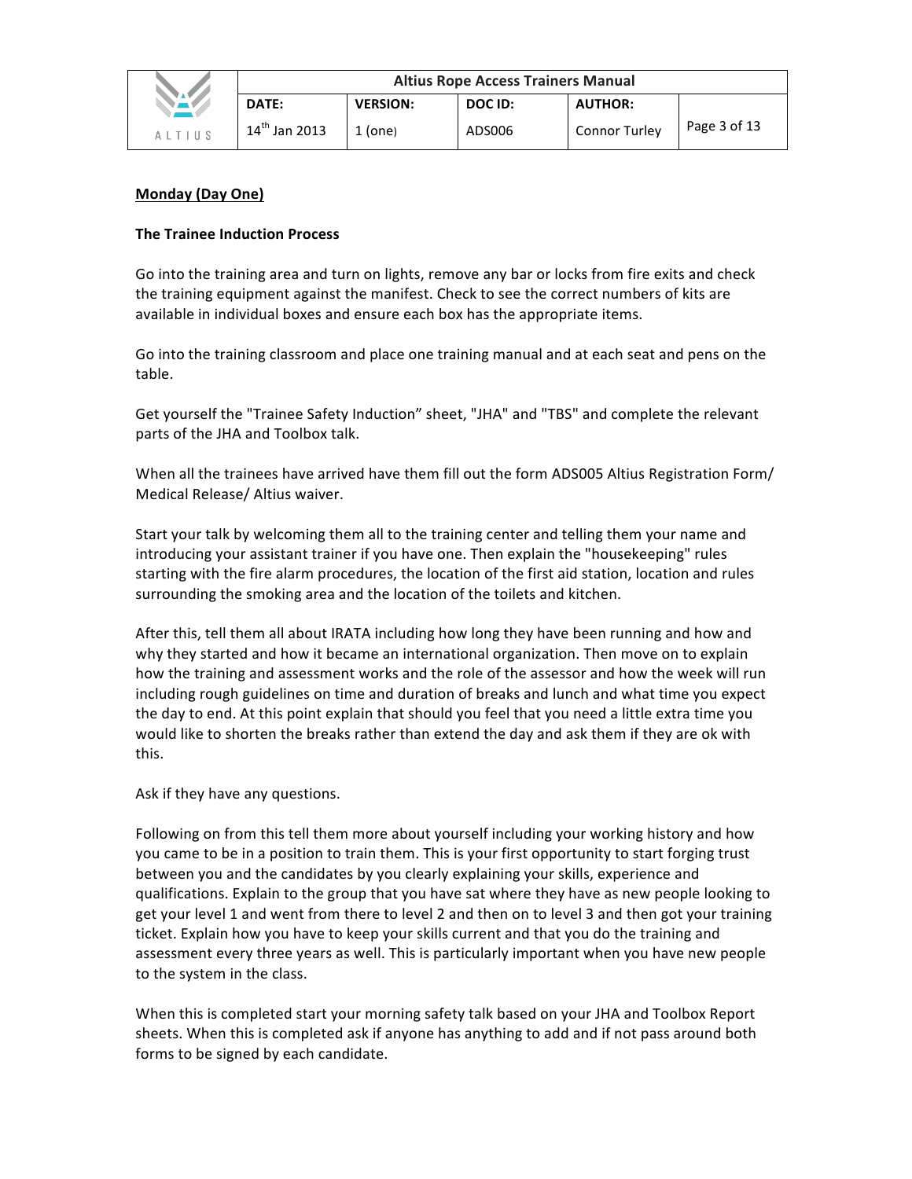## Monday (Day One)

**The Trainee Induction Process**

Go into the training area and turn on lights, remove any bar or locks from fire exits and check the training equipment against the manifest. Check to see the correct numbers of kits are available in individual boxes and ensure each box has the appropriate items.

Go into the training classroom and place one training manual and at each seat and pens on the table.

Get yourself the "Trainee Safety Induction" sheet, "JHA" and "TBS" and complete the relevant parts of the JHA and Toolbox talk.

When all the trainees have arrived have them fill out the form ADS005 Altius Registration Form/ Medical Release/ Altius waiver.

Start your talk by welcoming them all to the training center and telling them your name and introducing your assistant trainer if you have one. Then explain the "housekeeping" rules starting with the fire alarm procedures, the location of the first aid station, location and rules surrounding the smoking area and the location of the toilets and kitchen.

After this, tell them all about IRATA including how long they have been running and how and why they started and how it became an international organization. Then move on to explain how the training and assessment works and the role of the assessor and how the week will run including rough guidelines on time and duration of breaks and lunch and what time you expect the day to end. At this point explain that should you feel that you need a little extra time you would like to shorten the breaks rather than extend the day and ask them if they are ok with this.

Ask if they have any questions.

Following on from this tell them more about yourself including your working history and how you came to be in a position to train them. This is your first opportunity to start forging trust between you and the candidates by you clearly explaining your skills, experience and qualifications. Explain to the group that you have sat where they have as new people looking to get your level 1 and went from there to level 2 and then on to level 3 and then got your training ticket. Explain how you have to keep your skills current and that you do the training and assessment every three years as well. This is particularly important when you have new people to the system in the class.

When this is completed start your morning safety talk based on your JHA and Toolbox Report sheets. When this is completed ask if anyone has anything to add and if not pass around both forms to be signed by each candidate.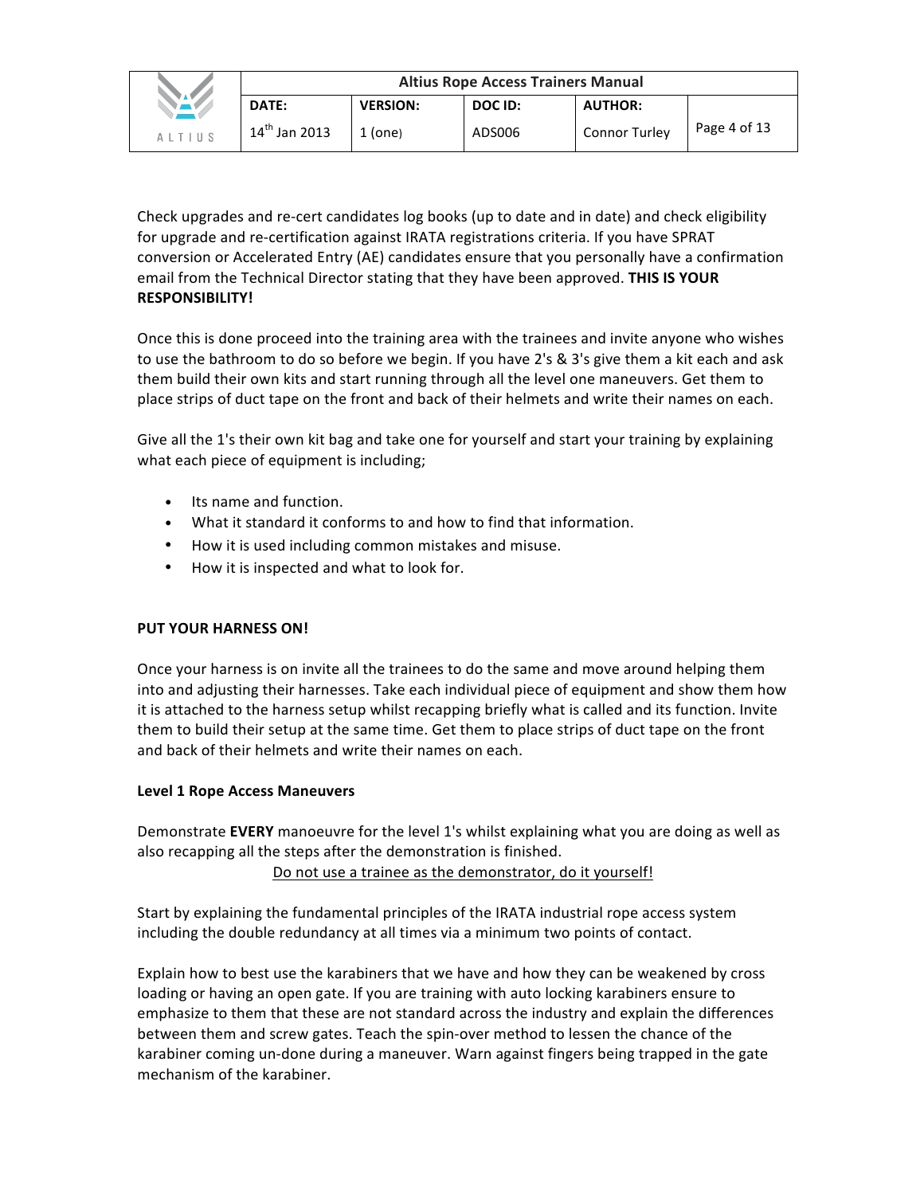Check upgrades and re-cert candidates log books (up to date and in date) and check eligibility for upgrade and re-certification against IRATA registrations criteria. If you have SPRAT conversion or Accelerated Entry (AE) candidates ensure that you personally have a confirmation email from the Technical Director stating that they have been approved. **THIS IS YOUR RESPONSIBILITY!**

Once this is done proceed into the training area with the trainees and invite anyone who wishes to use the bathroom to do so before we begin. If you have 2's & 3's give them a kit each and ask them build their own kits and start running through all the level one maneuvers. Get them to place strips of duct tape on the front and back of their helmets and write their names on each.

Give all the 1's their own kit bag and take one for yourself and start your training by explaining what each piece of equipment is including;

- Its name and function.
- What it standard it conforms to and how to find that information.
- How it is used including common mistakes and misuse.
- How it is inspected and what to look for.

**PUT YOUR HARNESS ON!**

Once your harness is on invite all the trainees to do the same and move around helping them into and adjusting their harnesses. Take each individual piece of equipment and show them how it is attached to the harness setup whilst recapping briefly what is called and its function. Invite them to build their setup at the same time. Get them to place strips of duct tape on the front and back of their helmets and write their names on each.

**Level 1 Rope Access Maneuvers**

Demonstrate **EVERY** manoeuvre for the level 1's whilst explaining what you are doing as well as also recapping all the steps after the demonstration is finished.

Do not use a trainee as the demonstrator, do it yourself!

Start by explaining the fundamental principles of the IRATA industrial rope access system including the double redundancy at all times via a minimum two points of contact.

Explain how to best use the karabiners that we have and how they can be weakened by cross loading or having an open gate. If you are training with auto locking karabiners ensure to emphasize to them that these are not standard across the industry and explain the differences between them and screw gates. Teach the spin-over method to lessen the chance of the karabiner coming un-done during a maneuver. Warn against fingers being trapped in the gate mechanism of the karabiner.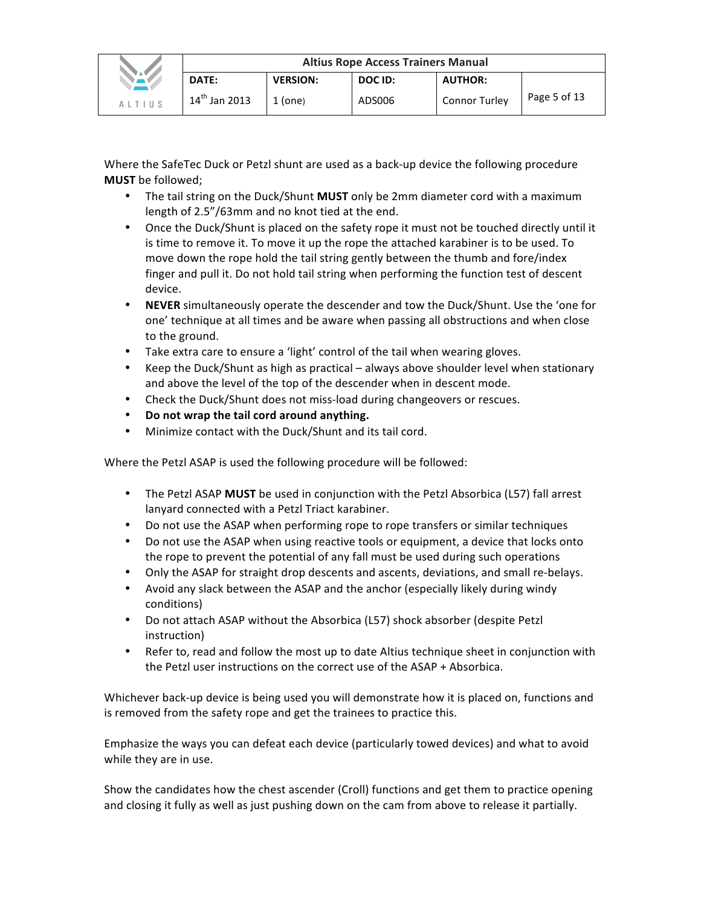Where the SafeTec Duck or Petzl shunt are used as a back-up device the following procedure **MUST** be followed;

- The tail string on the Duck/Shunt **MUST** only be 2mm diameter cord with a maximum length of 2.5"/63mm and no knot tied at the end.
- Once the Duck/Shunt is placed on the safety rope it must not be touched directly until it is time to remove it. To move it up the rope the attached karabiner is to be used. To move down the rope hold the tail string gently between the thumb and fore/index finger and pull it. Do not hold tail string when performing the function test of descent device.
- **NEVER** simultaneously operate the descender and tow the Duck/Shunt. Use the 'one for one' technique at all times and be aware when passing all obstructions and when close to the ground.
- Take extra care to ensure a 'light' control of the tail when wearing gloves.
- Keep the Duck/Shunt as high as practical – always above shoulder level when stationary and above the level of the top of the descender when in descent mode.
- Check the Duck/Shunt does not miss-load during changeovers or rescues.
- **Do not wrap the tail cord around anything.**
- Minimize contact with the Duck/Shunt and its tail cord.

Where the Petzl ASAP is used the following procedure will be followed:

- The Petzl ASAP **MUST** be used in conjunction with the Petzl Absorbica (L57) fall arrest lanyard connected with a Petzl Triact karabiner.
- Do not use the ASAP when performing rope to rope transfers or similar techniques
- Do not use the ASAP when using reactive tools or equipment, a device that locks onto the rope to prevent the potential of any fall must be used during such operations
- Only the ASAP for straight drop descents and ascents, deviations, and small re-belays.
- Avoid any slack between the ASAP and the anchor (especially likely during windy conditions)
- Do not attach ASAP without the Absorbica (L57) shock absorber (despite Petzl instruction)
- Refer to, read and follow the most up to date Altius technique sheet in conjunction with the Petzl user instructions on the correct use of the ASAP + Absorbica.

Whichever back-up device is being used you will demonstrate how it is placed on, functions and is removed from the safety rope and get the trainees to practice this.

Emphasize the ways you can defeat each device (particularly towed devices) and what to avoid while they are in use.

Show the candidates how the chest ascender (Croll) functions and get them to practice opening and closing it fully as well as just pushing down on the cam from above to release it partially.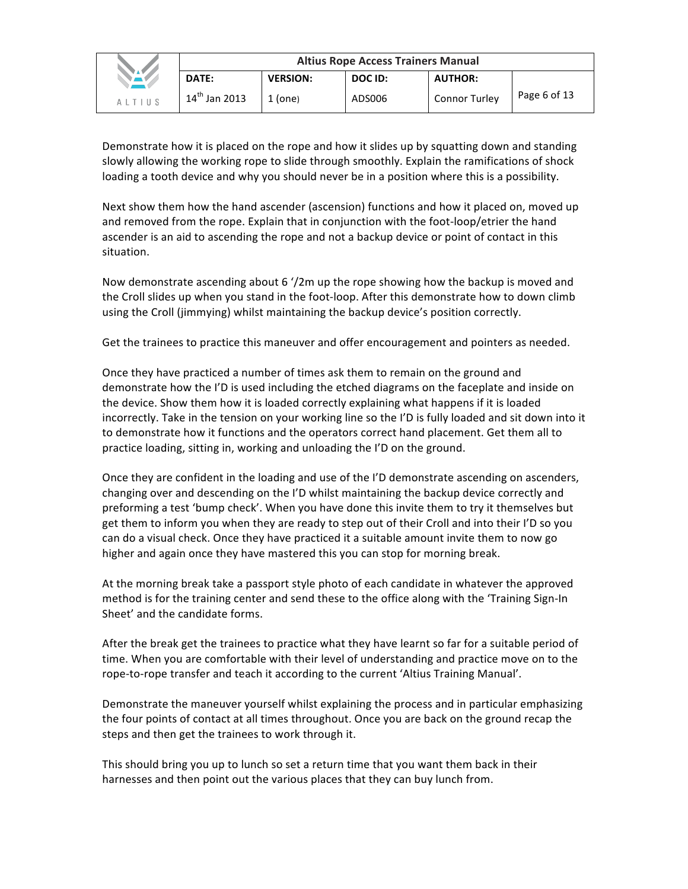Demonstrate how it is placed on the rope and how it slides up by squatting down and standing slowly allowing the working rope to slide through smoothly. Explain the ramifications of shock loading a tooth device and why you should never be in a position where this is a possibility.

Next show them how the hand ascender (ascension) functions and how it placed on, moved up and removed from the rope. Explain that in conjunction with the foot-loop/etrier the hand ascender is an aid to ascending the rope and not a backup device or point of contact in this situation.

Now demonstrate ascending about 6 '/2m up the rope showing how the backup is moved and the Croll slides up when you stand in the foot-loop. After this demonstrate how to down climb using the Croll (jimmying) whilst maintaining the backup device's position correctly.

Get the trainees to practice this maneuver and offer encouragement and pointers as needed.

Once they have practiced a number of times ask them to remain on the ground and demonstrate how the I'D is used including the etched diagrams on the faceplate and inside on the device. Show them how it is loaded correctly explaining what happens if it is loaded incorrectly. Take in the tension on your working line so the I'D is fully loaded and sit down into it to demonstrate how it functions and the operators correct hand placement. Get them all to practice loading, sitting in, working and unloading the I'D on the ground.

Once they are confident in the loading and use of the I'D demonstrate ascending on ascenders, changing over and descending on the I'D whilst maintaining the backup device correctly and preforming a test 'bump check'. When you have done this invite them to try it themselves but get them to inform you when they are ready to step out of their Croll and into their I'D so you can do a visual check. Once they have practiced it a suitable amount invite them to now go higher and again once they have mastered this you can stop for morning break.

At the morning break take a passport style photo of each candidate in whatever the approved method is for the training center and send these to the office along with the 'Training Sign-In Sheet' and the candidate forms.

After the break get the trainees to practice what they have learnt so far for a suitable period of time. When you are comfortable with their level of understanding and practice move on to the rope-to-rope transfer and teach it according to the current 'Altius Training Manual'.

Demonstrate the maneuver yourself whilst explaining the process and in particular emphasizing the four points of contact at all times throughout. Once you are back on the ground recap the steps and then get the trainees to work through it.

This should bring you up to lunch so set a return time that you want them back in their harnesses and then point out the various places that they can buy lunch from.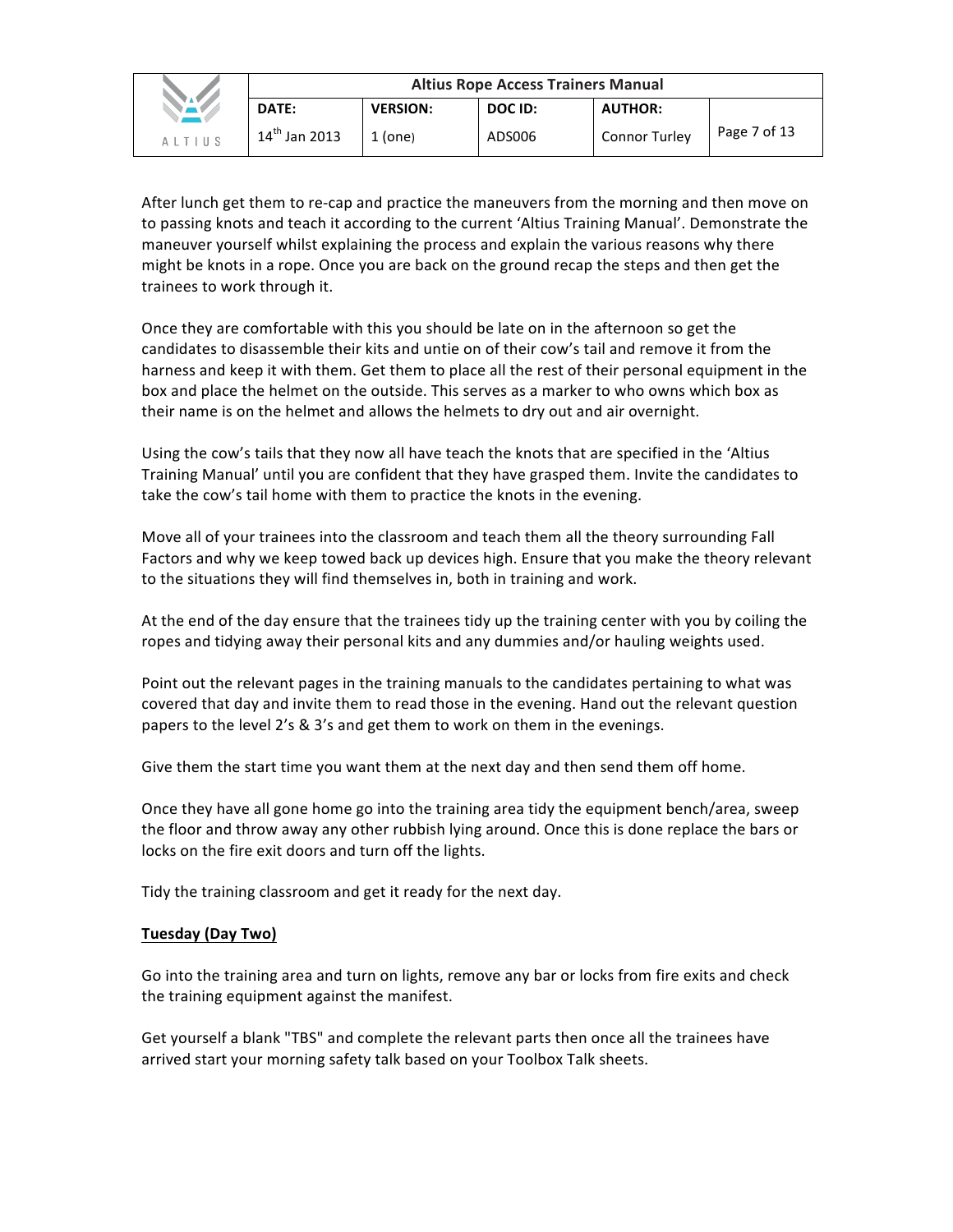After lunch get them to re-cap and practice the maneuvers from the morning and then move on to passing knots and teach it according to the current 'Altius Training Manual'. Demonstrate the maneuver yourself whilst explaining the process and explain the various reasons why there might be knots in a rope. Once you are back on the ground recap the steps and then get the trainees to work through it.

Once they are comfortable with this you should be late on in the afternoon so get the candidates to disassemble their kits and untie on of their cow's tail and remove it from the harness and keep it with them. Get them to place all the rest of their personal equipment in the box and place the helmet on the outside. This serves as a marker to who owns which box as their name is on the helmet and allows the helmets to dry out and air overnight.

Using the cow's tails that they now all have teach the knots that are specified in the 'Altius Training Manual' until you are confident that they have grasped them. Invite the candidates to take the cow's tail home with them to practice the knots in the evening.

Move all of your trainees into the classroom and teach them all the theory surrounding Fall Factors and why we keep towed back up devices high. Ensure that you make the theory relevant to the situations they will find themselves in, both in training and work.

At the end of the day ensure that the trainees tidy up the training center with you by coiling the ropes and tidying away their personal kits and any dummies and/or hauling weights used.

Point out the relevant pages in the training manuals to the candidates pertaining to what was covered that day and invite them to read those in the evening. Hand out the relevant question papers to the level 2's & 3's and get them to work on them in the evenings.

Give them the start time you want them at the next day and then send them off home.

Once they have all gone home go into the training area tidy the equipment bench/area, sweep the floor and throw away any other rubbish lying around. Once this is done replace the bars or locks on the fire exit doors and turn off the lights.

Tidy the training classroom and get it ready for the next day.

**<u>Tuesday (Day Two)</u>**

Go into the training area and turn on lights, remove any bar or locks from fire exits and check the training equipment against the manifest.

Get yourself a blank "TBS" and complete the relevant parts then once all the trainees have arrived start your morning safety talk based on your Toolbox Talk sheets.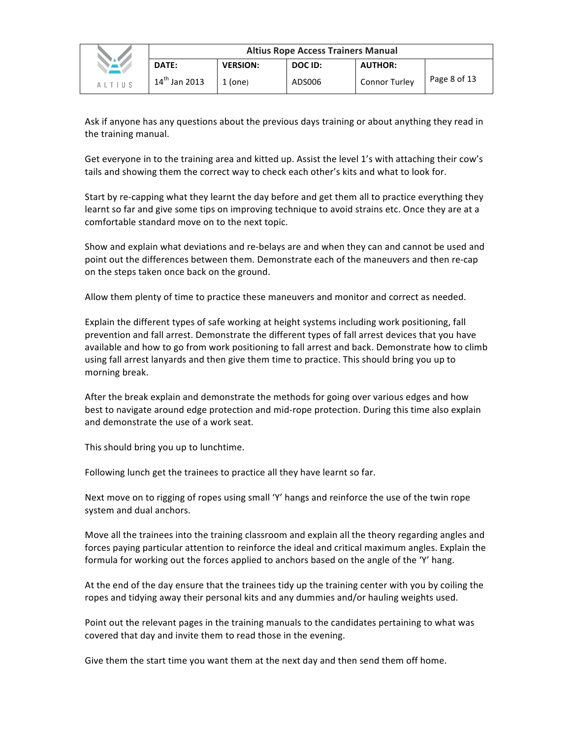Ask if anyone has any questions about the previous days training or about anything they read in the training manual.

Get everyone in to the training area and kitted up. Assist the level 1's with attaching their cow's tails and showing them the correct way to check each other's kits and what to look for.

Start by re-capping what they learnt the day before and get them all to practice everything they learnt so far and give some tips on improving technique to avoid strains etc. Once they are at a comfortable standard move on to the next topic.

Show and explain what deviations and re-belays are and when they can and cannot be used and point out the differences between them. Demonstrate each of the maneuvers and then re-cap on the steps taken once back on the ground.

Allow them plenty of time to practice these maneuvers and monitor and correct as needed.

Explain the different types of safe working at height systems including work positioning, fall prevention and fall arrest. Demonstrate the different types of fall arrest devices that you have available and how to go from work positioning to fall arrest and back. Demonstrate how to climb using fall arrest lanyards and then give them time to practice. This should bring you up to morning break.

After the break explain and demonstrate the methods for going over various edges and how best to navigate around edge protection and mid-rope protection. During this time also explain and demonstrate the use of a work seat.

This should bring you up to lunchtime.

Following lunch get the trainees to practice all they have learnt so far.

Next move on to rigging of ropes using small 'Y' hangs and reinforce the use of the twin rope system and dual anchors.

Move all the trainees into the training classroom and explain all the theory regarding angles and forces paying particular attention to reinforce the ideal and critical maximum angles. Explain the formula for working out the forces applied to anchors based on the angle of the 'Y' hang.

At the end of the day ensure that the trainees tidy up the training center with you by coiling the ropes and tidying away their personal kits and any dummies and/or hauling weights used.

Point out the relevant pages in the training manuals to the candidates pertaining to what was covered that day and invite them to read those in the evening.

Give them the start time you want them at the next day and then send them off home.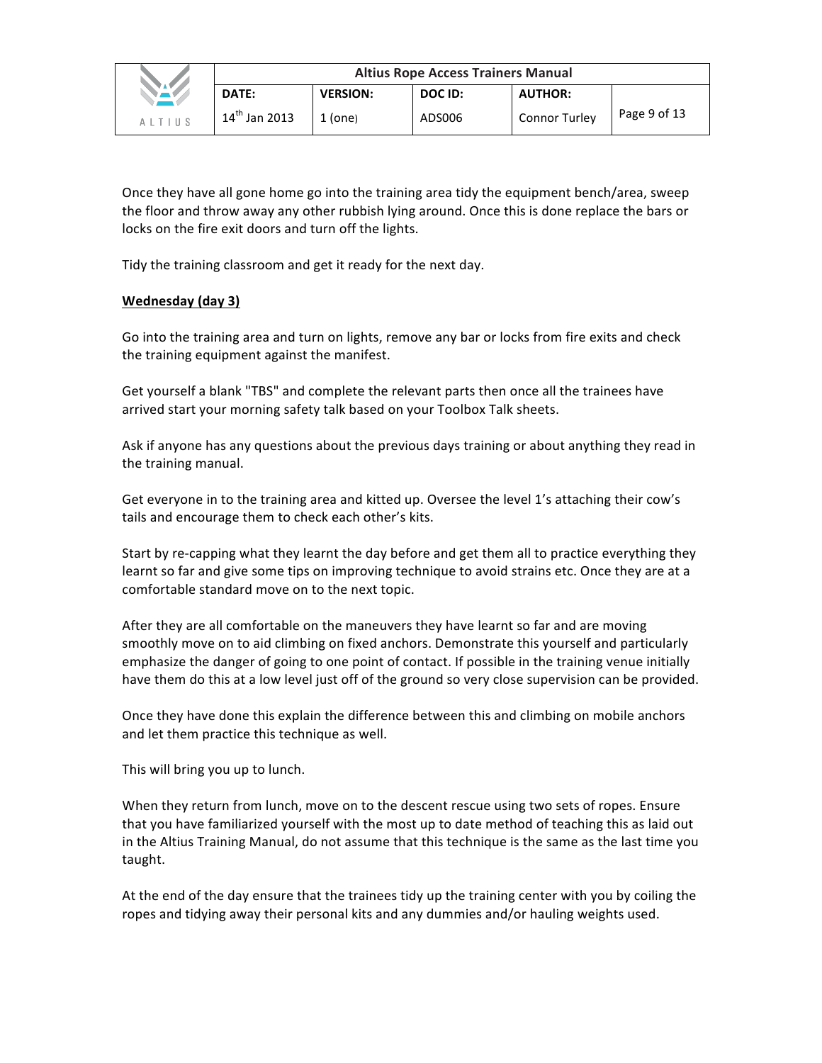Once they have all gone home go into the training area tidy the equipment bench/area, sweep the floor and throw away any other rubbish lying around. Once this is done replace the bars or locks on the fire exit doors and turn off the lights.

Tidy the training classroom and get it ready for the next day.

**Wednesday (day 3)**

Go into the training area and turn on lights, remove any bar or locks from fire exits and check the training equipment against the manifest.

Get yourself a blank "TBS" and complete the relevant parts then once all the trainees have arrived start your morning safety talk based on your Toolbox Talk sheets.

Ask if anyone has any questions about the previous days training or about anything they read in the training manual.

Get everyone in to the training area and kitted up. Oversee the level 1's attaching their cow's tails and encourage them to check each other's kits.

Start by re-capping what they learnt the day before and get them all to practice everything they learnt so far and give some tips on improving technique to avoid strains etc. Once they are at a comfortable standard move on to the next topic.

After they are all comfortable on the maneuvers they have learnt so far and are moving smoothly move on to aid climbing on fixed anchors. Demonstrate this yourself and particularly emphasize the danger of going to one point of contact. If possible in the training venue initially have them do this at a low level just off of the ground so very close supervision can be provided.

Once they have done this explain the difference between this and climbing on mobile anchors and let them practice this technique as well.

This will bring you up to lunch.

When they return from lunch, move on to the descent rescue using two sets of ropes. Ensure that you have familiarized yourself with the most up to date method of teaching this as laid out in the Altius Training Manual, do not assume that this technique is the same as the last time you taught.

At the end of the day ensure that the trainees tidy up the training center with you by coiling the ropes and tidying away their personal kits and any dummies and/or hauling weights used.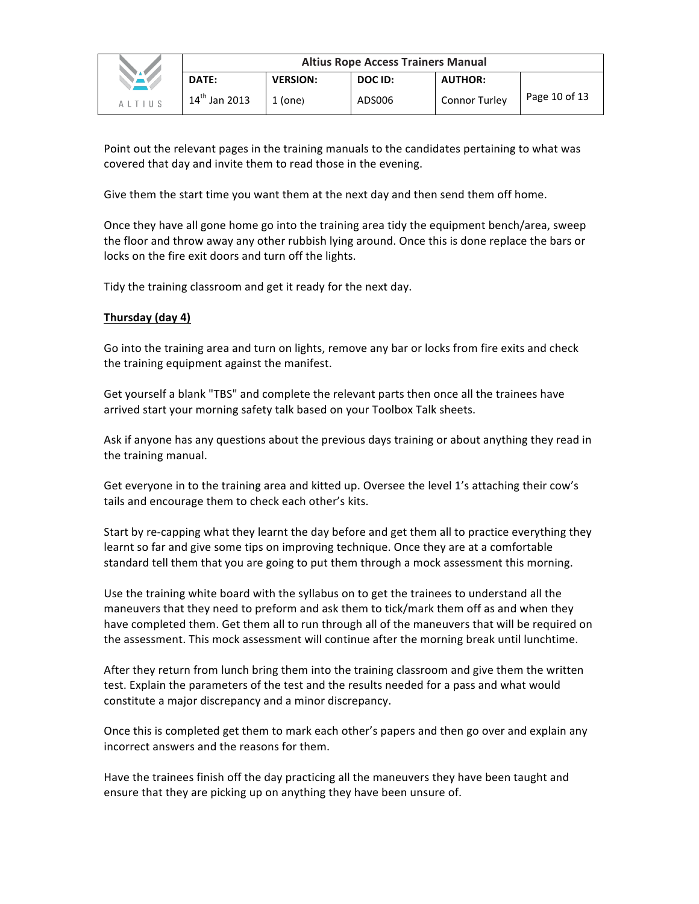Point out the relevant pages in the training manuals to the candidates pertaining to what was covered that day and invite them to read those in the evening.

Give them the start time you want them at the next day and then send them off home.

Once they have all gone home go into the training area tidy the equipment bench/area, sweep the floor and throw away any other rubbish lying around. Once this is done replace the bars or locks on the fire exit doors and turn off the lights.

Tidy the training classroom and get it ready for the next day.

**Thursday (day 4)**

Go into the training area and turn on lights, remove any bar or locks from fire exits and check the training equipment against the manifest.

Get yourself a blank "TBS" and complete the relevant parts then once all the trainees have arrived start your morning safety talk based on your Toolbox Talk sheets.

Ask if anyone has any questions about the previous days training or about anything they read in the training manual.

Get everyone in to the training area and kitted up. Oversee the level 1's attaching their cow's tails and encourage them to check each other's kits.

Start by re-capping what they learnt the day before and get them all to practice everything they learnt so far and give some tips on improving technique. Once they are at a comfortable standard tell them that you are going to put them through a mock assessment this morning.

Use the training white board with the syllabus on to get the trainees to understand all the maneuvers that they need to preform and ask them to tick/mark them off as and when they have completed them. Get them all to run through all of the maneuvers that will be required on the assessment. This mock assessment will continue after the morning break until lunchtime.

After they return from lunch bring them into the training classroom and give them the written test. Explain the parameters of the test and the results needed for a pass and what would constitute a major discrepancy and a minor discrepancy.

Once this is completed get them to mark each other's papers and then go over and explain any incorrect answers and the reasons for them.

Have the trainees finish off the day practicing all the maneuvers they have been taught and ensure that they are picking up on anything they have been unsure of.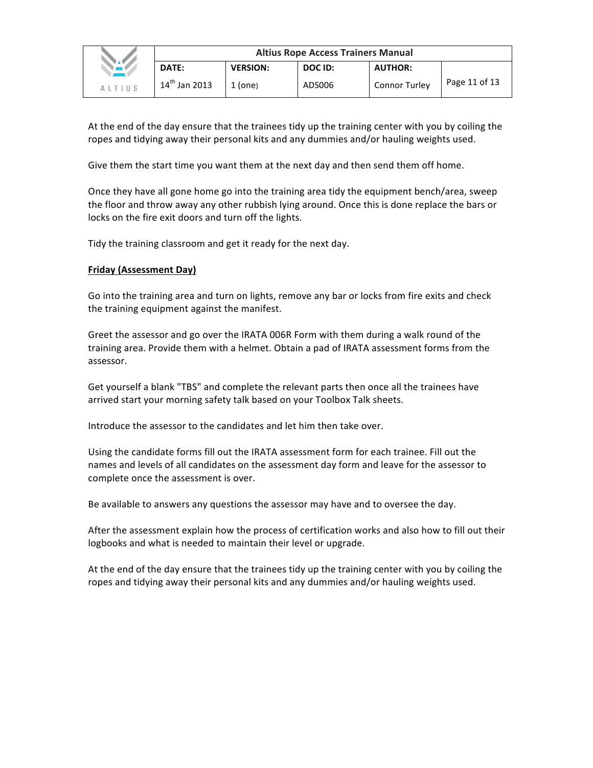At the end of the day ensure that the trainees tidy up the training center with you by coiling the ropes and tidying away their personal kits and any dummies and/or hauling weights used.

Give them the start time you want them at the next day and then send them off home.

Once they have all gone home go into the training area tidy the equipment bench/area, sweep the floor and throw away any other rubbish lying around. Once this is done replace the bars or locks on the fire exit doors and turn off the lights.

Tidy the training classroom and get it ready for the next day.

**Friday (Assessment Day)**

Go into the training area and turn on lights, remove any bar or locks from fire exits and check the training equipment against the manifest.

Greet the assessor and go over the IRATA 006R Form with them during a walk round of the training area. Provide them with a helmet. Obtain a pad of IRATA assessment forms from the assessor.

Get yourself a blank "TBS" and complete the relevant parts then once all the trainees have arrived start your morning safety talk based on your Toolbox Talk sheets.

Introduce the assessor to the candidates and let him then take over.

Using the candidate forms fill out the IRATA assessment form for each trainee. Fill out the names and levels of all candidates on the assessment day form and leave for the assessor to complete once the assessment is over.

Be available to answers any questions the assessor may have and to oversee the day.

After the assessment explain how the process of certification works and also how to fill out their logbooks and what is needed to maintain their level or upgrade.

At the end of the day ensure that the trainees tidy up the training center with you by coiling the ropes and tidying away their personal kits and any dummies and/or hauling weights used.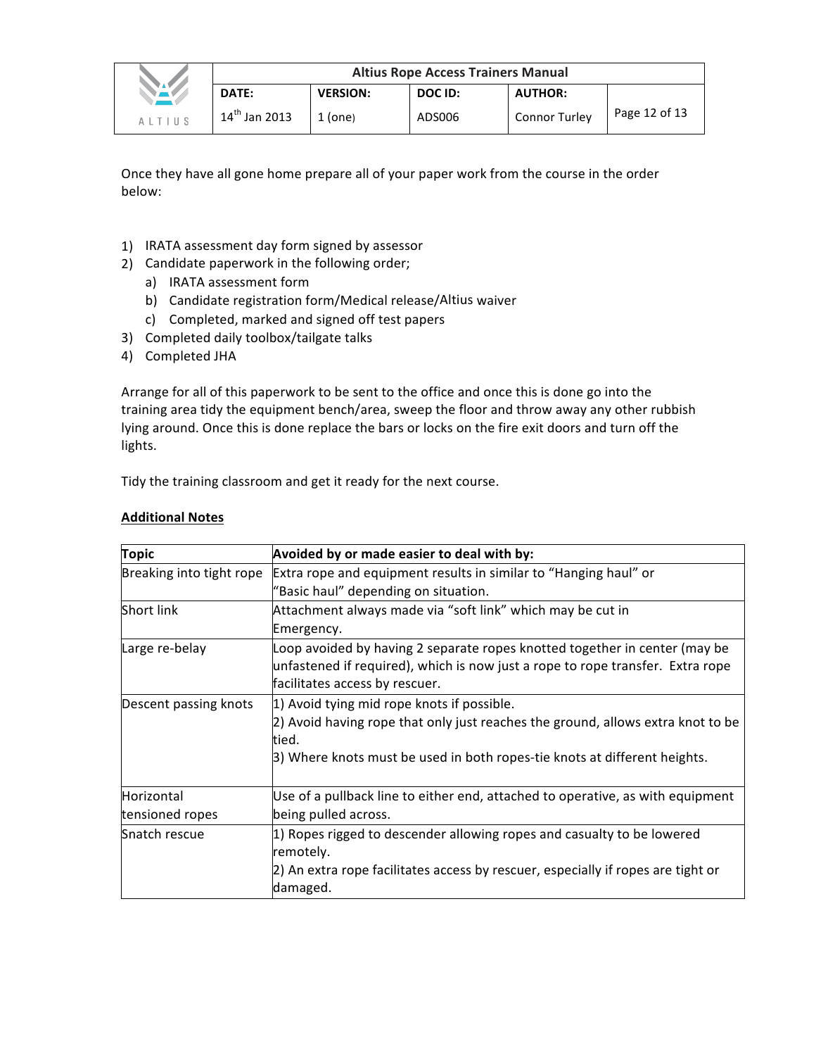Once they have all gone home prepare all of your paper work from the course in the order below:

1) IRATA assessment day form signed by assessor
2) Candidate paperwork in the following order;
   a) IRATA assessment form
   b) Candidate registration form/Medical release/Altius waiver
   c) Completed, marked and signed off test papers
3) Completed daily toolbox/tailgate talks
4) Completed JHA

Arrange for all of this paperwork to be sent to the office and once this is done go into the training area tidy the equipment bench/area, sweep the floor and throw away any other rubbish lying around. Once this is done replace the bars or locks on the fire exit doors and turn off the lights.

Tidy the training classroom and get it ready for the next course.

**Additional Notes**

| **Topic** | **Avoided by or made easier to deal with by:** |
| --- | --- |
| Breaking into tight rope | Extra rope and equipment results in similar to "Hanging haul" or "Basic haul" depending on situation. |
| Short link | Attachment always made via "soft link" which may be cut in Emergency. |
| Large re-belay | Loop avoided by having 2 separate ropes knotted together in center (may be unfastened if required), which is now just a rope to rope transfer. Extra rope facilitates access by rescuer. |
| Descent passing knots | 1) Avoid tying mid rope knots if possible.<br>2) Avoid having rope that only just reaches the ground, allows extra knot to be tied.<br>3) Where knots must be used in both ropes-tie knots at different heights. |
| Horizontal tensioned ropes | Use of a pullback line to either end, attached to operative, as with equipment being pulled across. |
| Snatch rescue | 1) Ropes rigged to descender allowing ropes and casualty to be lowered remotely.<br>2) An extra rope facilitates access by rescuer, especially if ropes are tight or damaged. |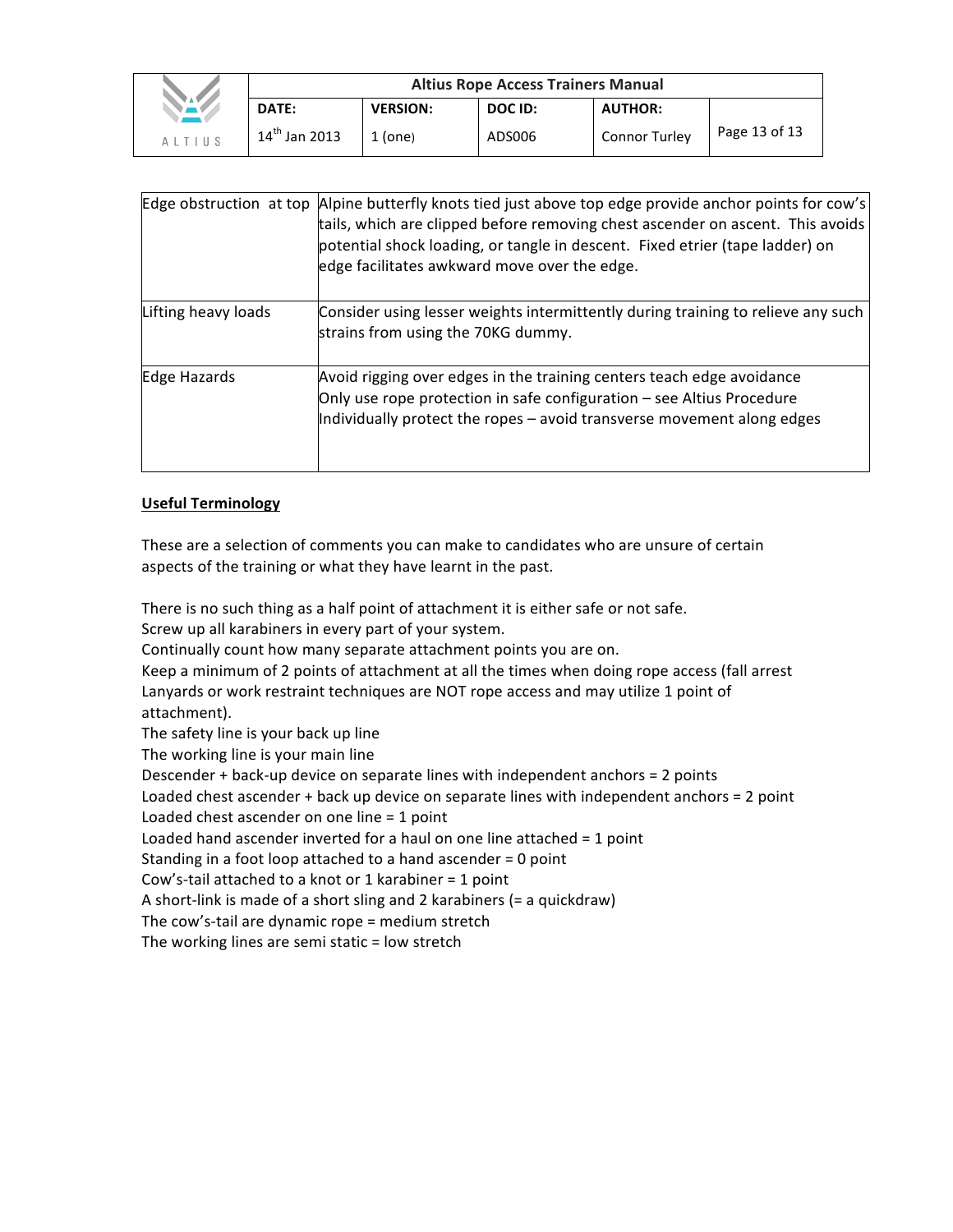| | |
|---|---|
| Edge obstruction at top | Alpine butterfly knots tied just above top edge provide anchor points for cow's tails, which are clipped before removing chest ascender on ascent. This avoids potential shock loading, or tangle in descent. Fixed etrier (tape ladder) on edge facilitates awkward move over the edge. |
| Lifting heavy loads | Consider using lesser weights intermittently during training to relieve any such strains from using the 70KG dummy. |
| Edge Hazards | Avoid rigging over edges in the training centers teach edge avoidance<br>Only use rope protection in safe configuration – see Altius Procedure<br>Individually protect the ropes – avoid transverse movement along edges |

**Useful Terminology**

These are a selection of comments you can make to candidates who are unsure of certain aspects of the training or what they have learnt in the past.

There is no such thing as a half point of attachment it is either safe or not safe.
Screw up all karabiners in every part of your system.
Continually count how many separate attachment points you are on.
Keep a minimum of 2 points of attachment at all the times when doing rope access (fall arrest Lanyards or work restraint techniques are NOT rope access and may utilize 1 point of attachment).
The safety line is your back up line
The working line is your main line
Descender + back-up device on separate lines with independent anchors = 2 points
Loaded chest ascender + back up device on separate lines with independent anchors = 2 point
Loaded chest ascender on one line = 1 point
Loaded hand ascender inverted for a haul on one line attached = 1 point
Standing in a foot loop attached to a hand ascender = 0 point
Cow's-tail attached to a knot or 1 karabiner = 1 point
A short-link is made of a short sling and 2 karabiners (= a quickdraw)
The cow's-tail are dynamic rope = medium stretch
The working lines are semi static = low stretch